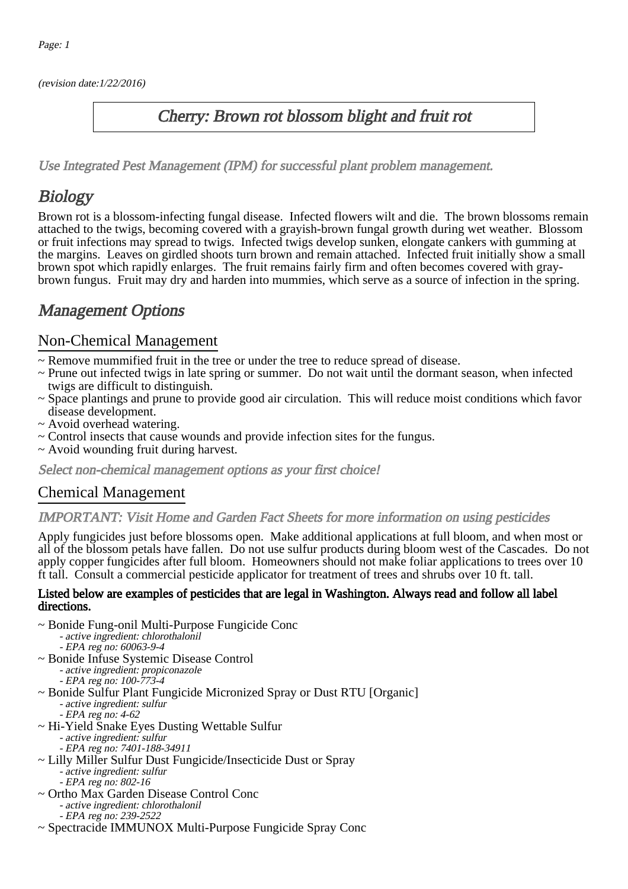*(revision date:1/22/2016)*

# Cherry: Brown rot blossom blight and fruit rot

*Use Integrated Pest Management (IPM) for successful plant problem management.*

## Biology

Brown rot is a blossom-infecting fungal disease. Infected flowers wilt and die. The brown blossoms remain attached to the twigs, becoming covered with a grayish-brown fungal growth during wet weather. Blossom or fruit infections may spread to twigs. Infected twigs develop sunken, elongate cankers with gumming at the margins. Leaves on girdled shoots turn brown and remain attached. Infected fruit initially show a small brown spot which rapidly enlarges. The fruit remains fairly firm and often becomes covered with gray-brown fungus. Fruit may dry and harden into mummies, which serve as a source of infection in the spring.

## Management Options

### Non-Chemical Management

~ Remove mummified fruit in the tree or under the tree to reduce spread of disease.
~ Prune out infected twigs in late spring or summer. Do not wait until the dormant season, when infected twigs are difficult to distinguish.
~ Space plantings and prune to provide good air circulation. This will reduce moist conditions which favor disease development.
~ Avoid overhead watering.
~ Control insects that cause wounds and provide infection sites for the fungus.
~ Avoid wounding fruit during harvest.

*Select non-chemical management options as your first choice!*

### Chemical Management

*IMPORTANT: Visit Home and Garden Fact Sheets for more information on using pesticides*

Apply fungicides just before blossoms open. Make additional applications at full bloom, and when most or all of the blossom petals have fallen. Do not use sulfur products during bloom west of the Cascades. Do not apply copper fungicides after full bloom. Homeowners should not make foliar applications to trees over 10 ft tall. Consult a commercial pesticide applicator for treatment of trees and shrubs over 10 ft. tall.

**Listed below are examples of pesticides that are legal in Washington. Always read and follow all label directions.**

~ Bonide Fung-onil Multi-Purpose Fungicide Conc
  - *active ingredient: chlorothalonil*
  - *EPA reg no: 60063-9-4*

~ Bonide Infuse Systemic Disease Control
  - *active ingredient: propiconazole*
  - *EPA reg no: 100-773-4*

~ Bonide Sulfur Plant Fungicide Micronized Spray or Dust RTU [Organic]
  - *active ingredient: sulfur*
  - *EPA reg no: 4-62*

~ Hi-Yield Snake Eyes Dusting Wettable Sulfur
  - *active ingredient: sulfur*
  - *EPA reg no: 7401-188-34911*

~ Lilly Miller Sulfur Dust Fungicide/Insecticide Dust or Spray
  - *active ingredient: sulfur*
  - *EPA reg no: 802-16*

~ Ortho Max Garden Disease Control Conc
  - *active ingredient: chlorothalonil*
  - *EPA reg no: 239-2522*

~ Spectracide IMMUNOX Multi-Purpose Fungicide Spray Conc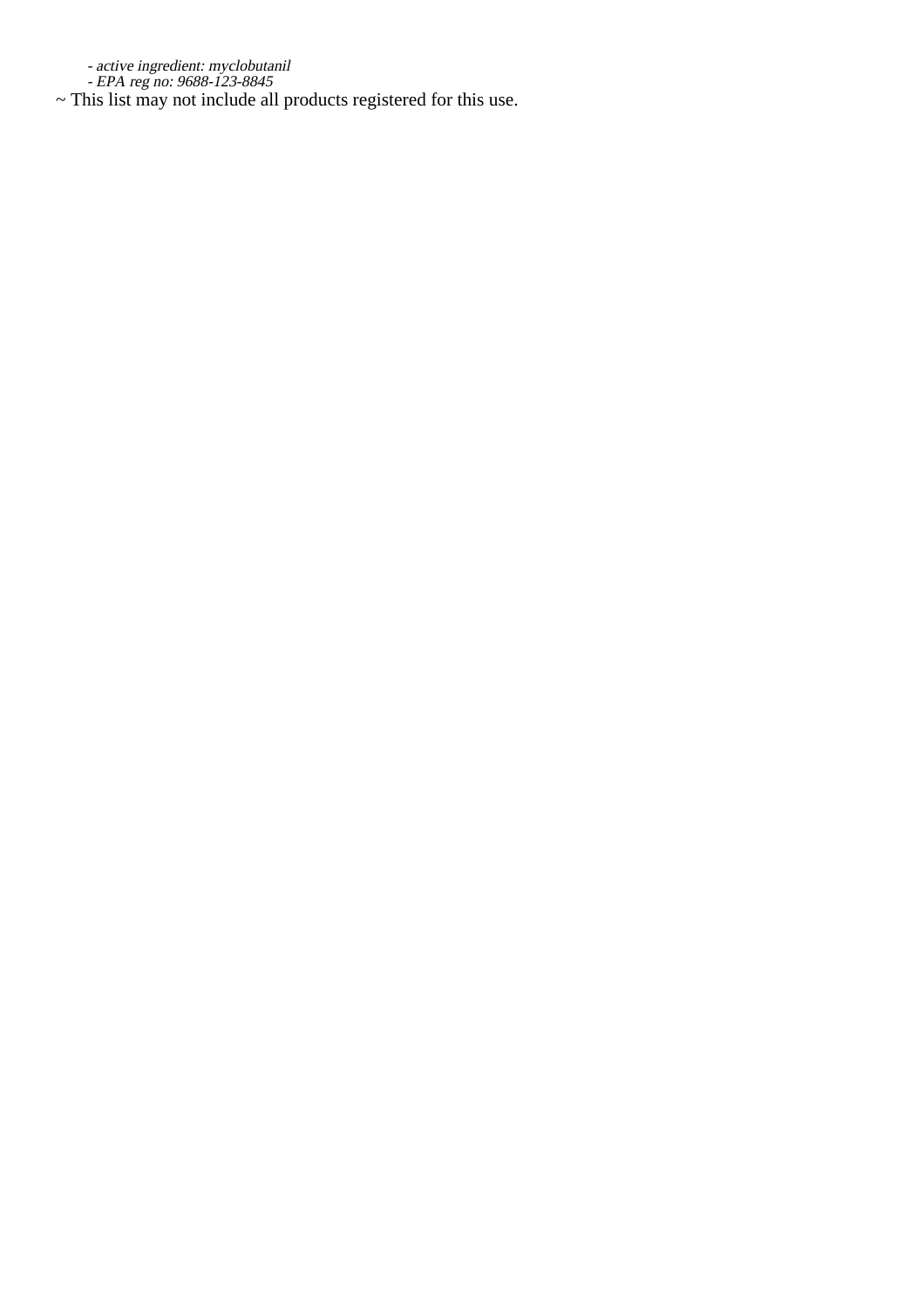- *active ingredient: myclobutanil*
  - *EPA reg no: 9688-123-8845*

~ This list may not include all products registered for this use.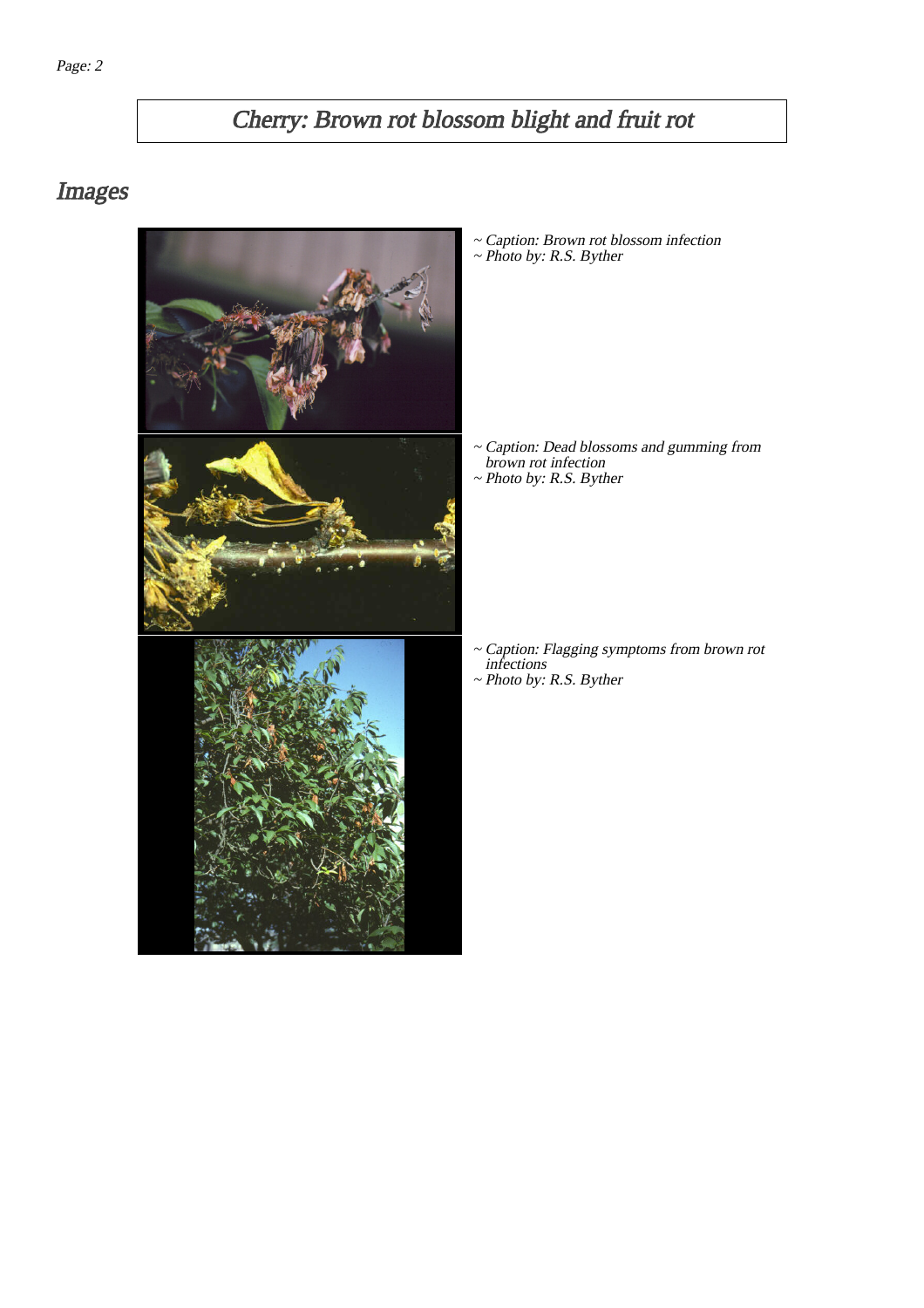# Cherry: Brown rot blossom blight and fruit rot

## Images

~ Caption: Brown rot blossom infection
~ Photo by: R.S. Byther

~ Caption: Dead blossoms and gumming from brown rot infection
~ Photo by: R.S. Byther

~ Caption: Flagging symptoms from brown rot infections
~ Photo by: R.S. Byther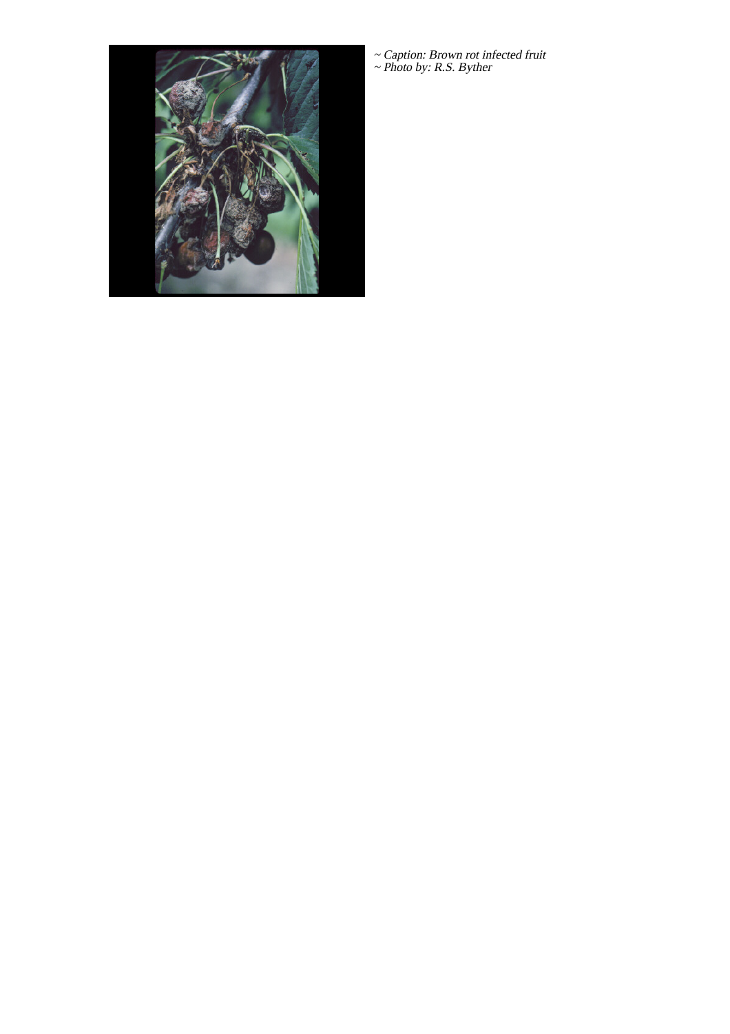~ *Caption: Brown rot infected fruit*
~ *Photo by: R.S. Byther*